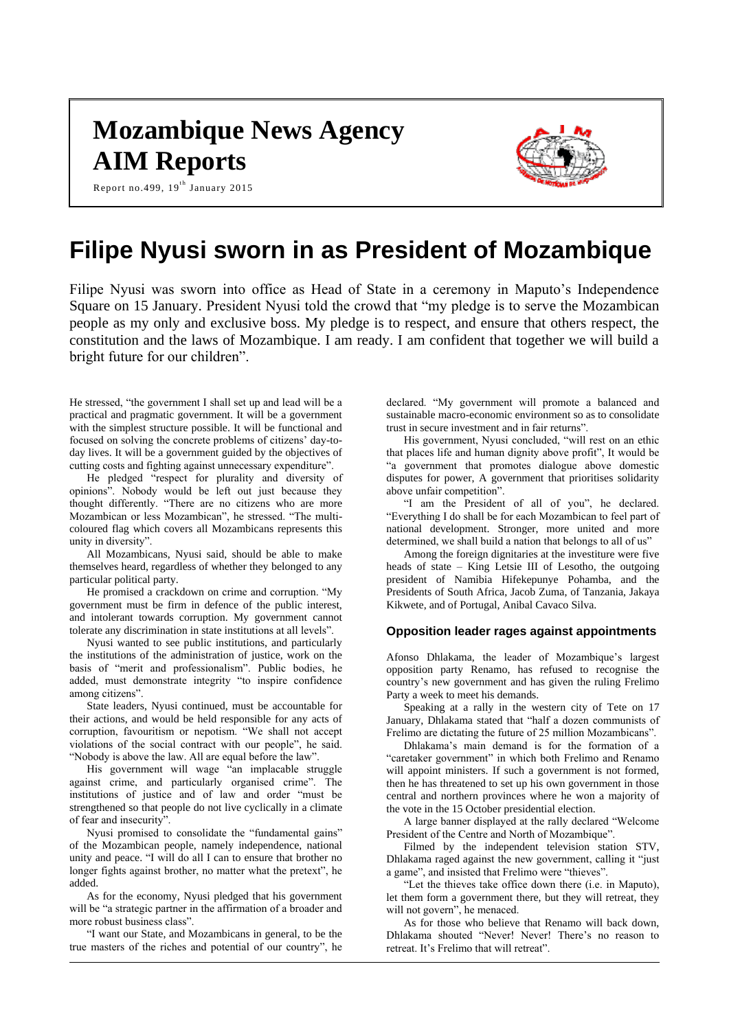# Mozambique News Agency
# AIM Reports

Report no.499, 19th January 2015

# Filipe Nyusi sworn in as President of Mozambique

Filipe Nyusi was sworn into office as Head of State in a ceremony in Maputo's Independence Square on 15 January. President Nyusi told the crowd that "my pledge is to serve the Mozambican people as my only and exclusive boss. My pledge is to respect, and ensure that others respect, the constitution and the laws of Mozambique. I am ready. I am confident that together we will build a bright future for our children".

He stressed, "the government I shall set up and lead will be a practical and pragmatic government. It will be a government with the simplest structure possible. It will be functional and focused on solving the concrete problems of citizens' day-to-day lives. It will be a government guided by the objectives of cutting costs and fighting against unnecessary expenditure".

He pledged "respect for plurality and diversity of opinions". Nobody would be left out just because they thought differently. "There are no citizens who are more Mozambican or less Mozambican", he stressed. "The multi-coloured flag which covers all Mozambicans represents this unity in diversity".

All Mozambicans, Nyusi said, should be able to make themselves heard, regardless of whether they belonged to any particular political party.

He promised a crackdown on crime and corruption. "My government must be firm in defence of the public interest, and intolerant towards corruption. My government cannot tolerate any discrimination in state institutions at all levels".

Nyusi wanted to see public institutions, and particularly the institutions of the administration of justice, work on the basis of "merit and professionalism". Public bodies, he added, must demonstrate integrity "to inspire confidence among citizens".

State leaders, Nyusi continued, must be accountable for their actions, and would be held responsible for any acts of corruption, favouritism or nepotism. "We shall not accept violations of the social contract with our people", he said. "Nobody is above the law. All are equal before the law".

His government will wage "an implacable struggle against crime, and particularly organised crime". The institutions of justice and of law and order "must be strengthened so that people do not live cyclically in a climate of fear and insecurity".

Nyusi promised to consolidate the "fundamental gains" of the Mozambican people, namely independence, national unity and peace. "I will do all I can to ensure that brother no longer fights against brother, no matter what the pretext", he added.

As for the economy, Nyusi pledged that his government will be "a strategic partner in the affirmation of a broader and more robust business class".

"I want our State, and Mozambicans in general, to be the true masters of the riches and potential of our country", he declared. "My government will promote a balanced and sustainable macro-economic environment so as to consolidate trust in secure investment and in fair returns".

His government, Nyusi concluded, "will rest on an ethic that places life and human dignity above profit", It would be "a government that promotes dialogue above domestic disputes for power, A government that prioritises solidarity above unfair competition".

"I am the President of all of you", he declared. "Everything I do shall be for each Mozambican to feel part of national development. Stronger, more united and more determined, we shall build a nation that belongs to all of us"

Among the foreign dignitaries at the investiture were five heads of state – King Letsie III of Lesotho, the outgoing president of Namibia Hifekepunye Pohamba, and the Presidents of South Africa, Jacob Zuma, of Tanzania, Jakaya Kikwete, and of Portugal, Anibal Cavaco Silva.

### Opposition leader rages against appointments

Afonso Dhlakama, the leader of Mozambique's largest opposition party Renamo, has refused to recognise the country's new government and has given the ruling Frelimo Party a week to meet his demands.

Speaking at a rally in the western city of Tete on 17 January, Dhlakama stated that "half a dozen communists of Frelimo are dictating the future of 25 million Mozambicans".

Dhlakama's main demand is for the formation of a "caretaker government" in which both Frelimo and Renamo will appoint ministers. If such a government is not formed, then he has threatened to set up his own government in those central and northern provinces where he won a majority of the vote in the 15 October presidential election.

A large banner displayed at the rally declared "Welcome President of the Centre and North of Mozambique".

Filmed by the independent television station STV, Dhlakama raged against the new government, calling it "just a game", and insisted that Frelimo were "thieves".

"Let the thieves take office down there (i.e. in Maputo), let them form a government there, but they will retreat, they will not govern", he menaced.

As for those who believe that Renamo will back down, Dhlakama shouted "Never! Never! There's no reason to retreat. It's Frelimo that will retreat".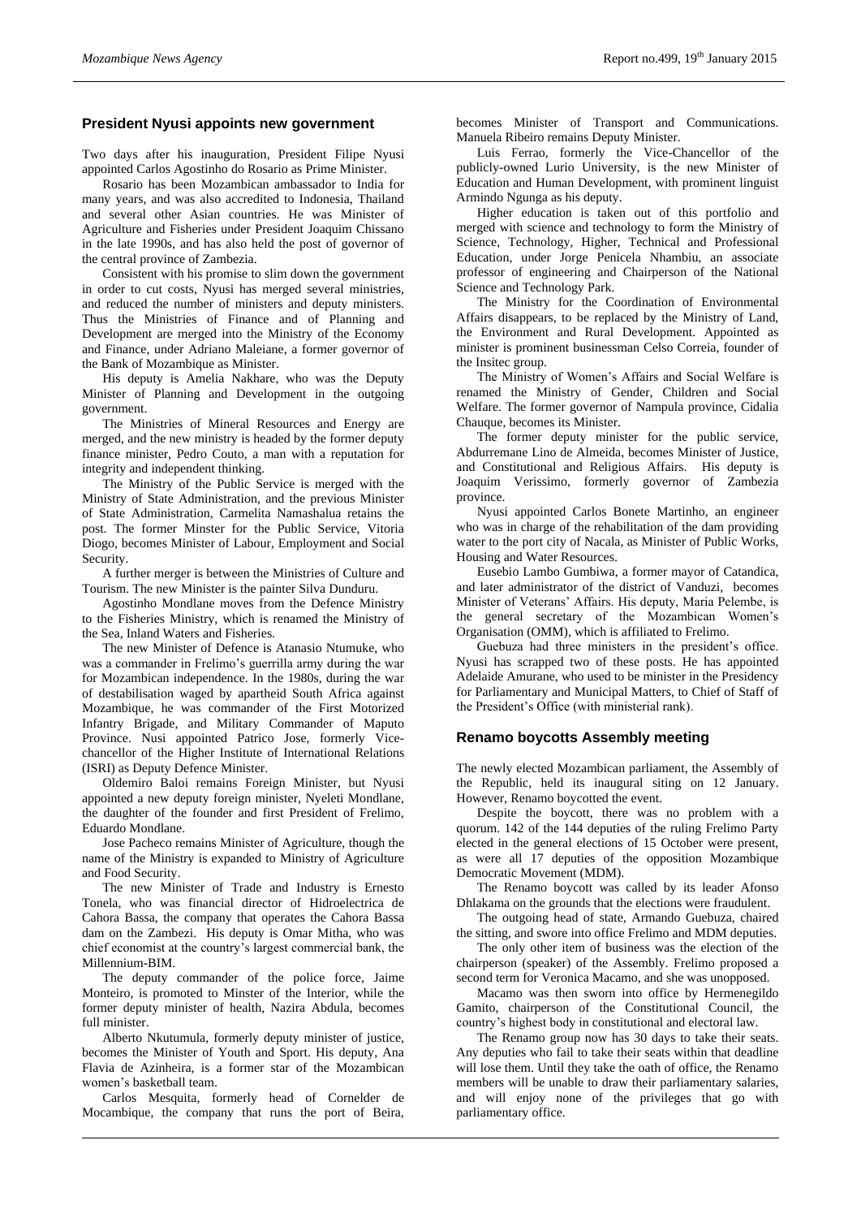## President Nyusi appoints new government

Two days after his inauguration, President Filipe Nyusi appointed Carlos Agostinho do Rosario as Prime Minister.

Rosario has been Mozambican ambassador to India for many years, and was also accredited to Indonesia, Thailand and several other Asian countries. He was Minister of Agriculture and Fisheries under President Joaquim Chissano in the late 1990s, and has also held the post of governor of the central province of Zambezia.

Consistent with his promise to slim down the government in order to cut costs, Nyusi has merged several ministries, and reduced the number of ministers and deputy ministers. Thus the Ministries of Finance and of Planning and Development are merged into the Ministry of the Economy and Finance, under Adriano Maleiane, a former governor of the Bank of Mozambique as Minister.

His deputy is Amelia Nakhare, who was the Deputy Minister of Planning and Development in the outgoing government.

The Ministries of Mineral Resources and Energy are merged, and the new ministry is headed by the former deputy finance minister, Pedro Couto, a man with a reputation for integrity and independent thinking.

The Ministry of the Public Service is merged with the Ministry of State Administration, and the previous Minister of State Administration, Carmelita Namashalua retains the post. The former Minster for the Public Service, Vitoria Diogo, becomes Minister of Labour, Employment and Social Security.

A further merger is between the Ministries of Culture and Tourism. The new Minister is the painter Silva Dunduru.

Agostinho Mondlane moves from the Defence Ministry to the Fisheries Ministry, which is renamed the Ministry of the Sea, Inland Waters and Fisheries.

The new Minister of Defence is Atanasio Ntumuke, who was a commander in Frelimo's guerrilla army during the war for Mozambican independence. In the 1980s, during the war of destabilisation waged by apartheid South Africa against Mozambique, he was commander of the First Motorized Infantry Brigade, and Military Commander of Maputo Province. Nusi appointed Patrico Jose, formerly Vice-chancellor of the Higher Institute of International Relations (ISRI) as Deputy Defence Minister.

Oldemiro Baloi remains Foreign Minister, but Nyusi appointed a new deputy foreign minister, Nyeleti Mondlane, the daughter of the founder and first President of Frelimo, Eduardo Mondlane.

Jose Pacheco remains Minister of Agriculture, though the name of the Ministry is expanded to Ministry of Agriculture and Food Security.

The new Minister of Trade and Industry is Ernesto Tonela, who was financial director of Hidroelectrica de Cahora Bassa, the company that operates the Cahora Bassa dam on the Zambezi. His deputy is Omar Mitha, who was chief economist at the country's largest commercial bank, the Millennium-BIM.

The deputy commander of the police force, Jaime Monteiro, is promoted to Minster of the Interior, while the former deputy minister of health, Nazira Abdula, becomes full minister.

Alberto Nkutumula, formerly deputy minister of justice, becomes the Minister of Youth and Sport. His deputy, Ana Flavia de Azinheira, is a former star of the Mozambican women's basketball team.

Carlos Mesquita, formerly head of Cornelder de Mocambique, the company that runs the port of Beira, becomes Minister of Transport and Communications. Manuela Ribeiro remains Deputy Minister.

Luis Ferrao, formerly the Vice-Chancellor of the publicly-owned Lurio University, is the new Minister of Education and Human Development, with prominent linguist Armindo Ngunga as his deputy.

Higher education is taken out of this portfolio and merged with science and technology to form the Ministry of Science, Technology, Higher, Technical and Professional Education, under Jorge Penicela Nhambiu, an associate professor of engineering and Chairperson of the National Science and Technology Park.

The Ministry for the Coordination of Environmental Affairs disappears, to be replaced by the Ministry of Land, the Environment and Rural Development. Appointed as minister is prominent businessman Celso Correia, founder of the Insitec group.

The Ministry of Women's Affairs and Social Welfare is renamed the Ministry of Gender, Children and Social Welfare. The former governor of Nampula province, Cidalia Chauque, becomes its Minister.

The former deputy minister for the public service, Abdurremane Lino de Almeida, becomes Minister of Justice, and Constitutional and Religious Affairs. His deputy is Joaquim Verissimo, formerly governor of Zambezia province.

Nyusi appointed Carlos Bonete Martinho, an engineer who was in charge of the rehabilitation of the dam providing water to the port city of Nacala, as Minister of Public Works, Housing and Water Resources.

Eusebio Lambo Gumbiwa, a former mayor of Catandica, and later administrator of the district of Vanduzi, becomes Minister of Veterans' Affairs. His deputy, Maria Pelembe, is the general secretary of the Mozambican Women's Organisation (OMM), which is affiliated to Frelimo.

Guebuza had three ministers in the president's office. Nyusi has scrapped two of these posts. He has appointed Adelaide Amurane, who used to be minister in the Presidency for Parliamentary and Municipal Matters, to Chief of Staff of the President's Office (with ministerial rank).

## Renamo boycotts Assembly meeting

The newly elected Mozambican parliament, the Assembly of the Republic, held its inaugural siting on 12 January. However, Renamo boycotted the event.

Despite the boycott, there was no problem with a quorum. 142 of the 144 deputies of the ruling Frelimo Party elected in the general elections of 15 October were present, as were all 17 deputies of the opposition Mozambique Democratic Movement (MDM).

The Renamo boycott was called by its leader Afonso Dhlakama on the grounds that the elections were fraudulent.

The outgoing head of state, Armando Guebuza, chaired the sitting, and swore into office Frelimo and MDM deputies.

The only other item of business was the election of the chairperson (speaker) of the Assembly. Frelimo proposed a second term for Veronica Macamo, and she was unopposed.

Macamo was then sworn into office by Hermenegildo Gamito, chairperson of the Constitutional Council, the country's highest body in constitutional and electoral law.

The Renamo group now has 30 days to take their seats. Any deputies who fail to take their seats within that deadline will lose them. Until they take the oath of office, the Renamo members will be unable to draw their parliamentary salaries, and will enjoy none of the privileges that go with parliamentary office.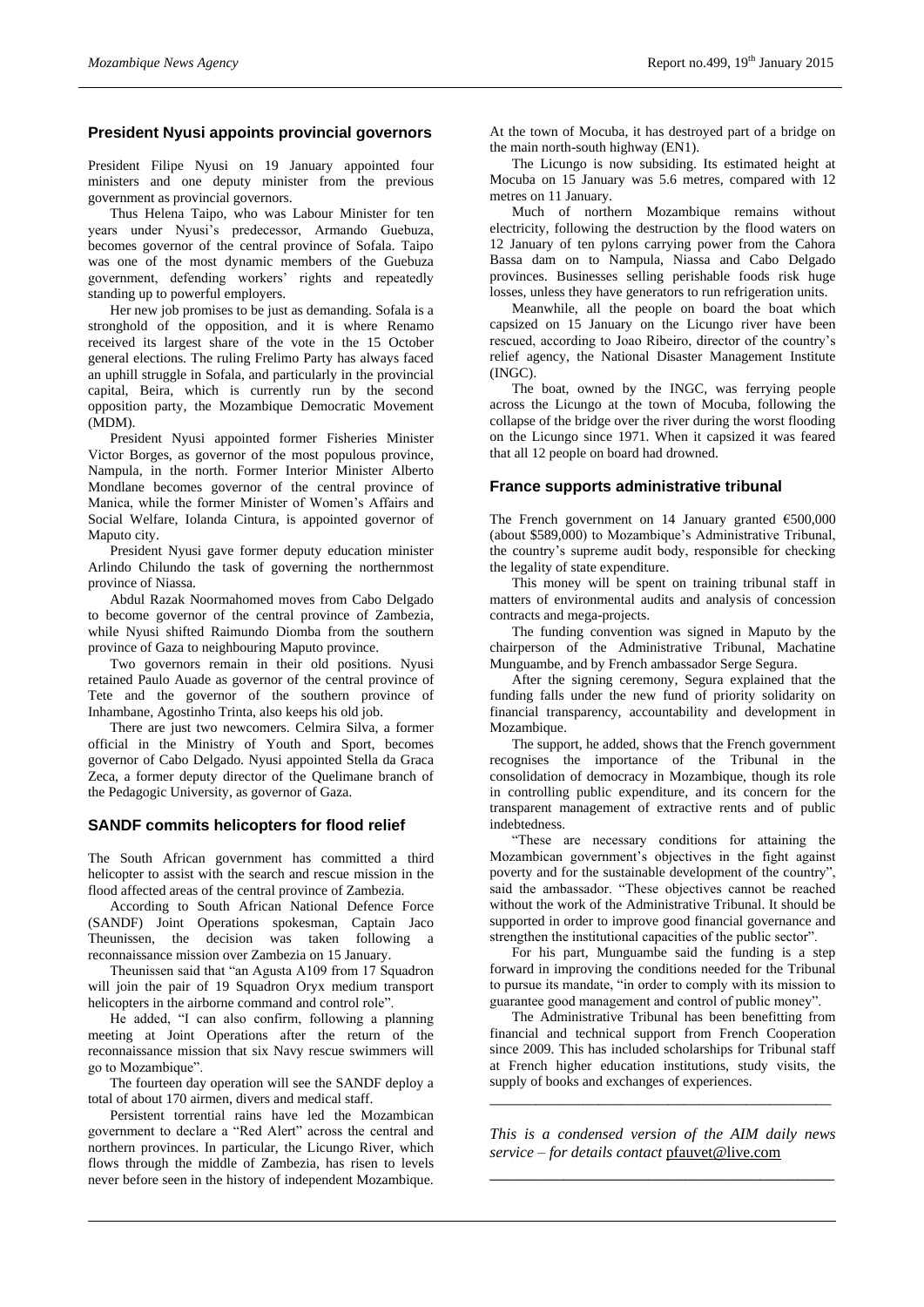## President Nyusi appoints provincial governors

President Filipe Nyusi on 19 January appointed four ministers and one deputy minister from the previous government as provincial governors.

Thus Helena Taipo, who was Labour Minister for ten years under Nyusi's predecessor, Armando Guebuza, becomes governor of the central province of Sofala. Taipo was one of the most dynamic members of the Guebuza government, defending workers' rights and repeatedly standing up to powerful employers.

Her new job promises to be just as demanding. Sofala is a stronghold of the opposition, and it is where Renamo received its largest share of the vote in the 15 October general elections. The ruling Frelimo Party has always faced an uphill struggle in Sofala, and particularly in the provincial capital, Beira, which is currently run by the second opposition party, the Mozambique Democratic Movement (MDM).

President Nyusi appointed former Fisheries Minister Victor Borges, as governor of the most populous province, Nampula, in the north. Former Interior Minister Alberto Mondlane becomes governor of the central province of Manica, while the former Minister of Women's Affairs and Social Welfare, Iolanda Cintura, is appointed governor of Maputo city.

President Nyusi gave former deputy education minister Arlindo Chilundo the task of governing the northernmost province of Niassa.

Abdul Razak Noormahomed moves from Cabo Delgado to become governor of the central province of Zambezia, while Nyusi shifted Raimundo Diomba from the southern province of Gaza to neighbouring Maputo province.

Two governors remain in their old positions. Nyusi retained Paulo Auade as governor of the central province of Tete and the governor of the southern province of Inhambane, Agostinho Trinta, also keeps his old job.

There are just two newcomers. Celmira Silva, a former official in the Ministry of Youth and Sport, becomes governor of Cabo Delgado. Nyusi appointed Stella da Graca Zeca, a former deputy director of the Quelimane branch of the Pedagogic University, as governor of Gaza.

## SANDF commits helicopters for flood relief

The South African government has committed a third helicopter to assist with the search and rescue mission in the flood affected areas of the central province of Zambezia.

According to South African National Defence Force (SANDF) Joint Operations spokesman, Captain Jaco Theunissen, the decision was taken following a reconnaissance mission over Zambezia on 15 January.

Theunissen said that "an Agusta A109 from 17 Squadron will join the pair of 19 Squadron Oryx medium transport helicopters in the airborne command and control role".

He added, "I can also confirm, following a planning meeting at Joint Operations after the return of the reconnaissance mission that six Navy rescue swimmers will go to Mozambique".

The fourteen day operation will see the SANDF deploy a total of about 170 airmen, divers and medical staff.

Persistent torrential rains have led the Mozambican government to declare a "Red Alert" across the central and northern provinces. In particular, the Licungo River, which flows through the middle of Zambezia, has risen to levels never before seen in the history of independent Mozambique. At the town of Mocuba, it has destroyed part of a bridge on the main north-south highway (EN1).

The Licungo is now subsiding. Its estimated height at Mocuba on 15 January was 5.6 metres, compared with 12 metres on 11 January.

Much of northern Mozambique remains without electricity, following the destruction by the flood waters on 12 January of ten pylons carrying power from the Cahora Bassa dam on to Nampula, Niassa and Cabo Delgado provinces. Businesses selling perishable foods risk huge losses, unless they have generators to run refrigeration units.

Meanwhile, all the people on board the boat which capsized on 15 January on the Licungo river have been rescued, according to Joao Ribeiro, director of the country's relief agency, the National Disaster Management Institute (INGC).

The boat, owned by the INGC, was ferrying people across the Licungo at the town of Mocuba, following the collapse of the bridge over the river during the worst flooding on the Licungo since 1971. When it capsized it was feared that all 12 people on board had drowned.

## France supports administrative tribunal

The French government on 14 January granted €500,000 (about $589,000) to Mozambique's Administrative Tribunal, the country's supreme audit body, responsible for checking the legality of state expenditure.

This money will be spent on training tribunal staff in matters of environmental audits and analysis of concession contracts and mega-projects.

The funding convention was signed in Maputo by the chairperson of the Administrative Tribunal, Machatine Munguambe, and by French ambassador Serge Segura.

After the signing ceremony, Segura explained that the funding falls under the new fund of priority solidarity on financial transparency, accountability and development in Mozambique.

The support, he added, shows that the French government recognises the importance of the Tribunal in the consolidation of democracy in Mozambique, though its role in controlling public expenditure, and its concern for the transparent management of extractive rents and of public indebtedness.

"These are necessary conditions for attaining the Mozambican government's objectives in the fight against poverty and for the sustainable development of the country", said the ambassador. "These objectives cannot be reached without the work of the Administrative Tribunal. It should be supported in order to improve good financial governance and strengthen the institutional capacities of the public sector".

For his part, Munguambe said the funding is a step forward in improving the conditions needed for the Tribunal to pursue its mandate, "in order to comply with its mission to guarantee good management and control of public money".

The Administrative Tribunal has been benefitting from financial and technical support from French Cooperation since 2009. This has included scholarships for Tribunal staff at French higher education institutions, study visits, the supply of books and exchanges of experiences.

---

*This is a condensed version of the AIM daily news service – for details contact* pfauvet@live.com

---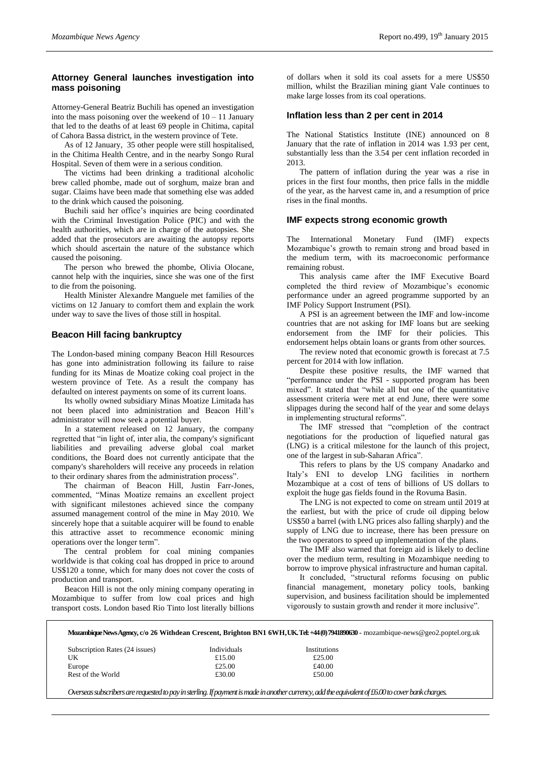## Attorney General launches investigation into mass poisoning

Attorney-General Beatriz Buchili has opened an investigation into the mass poisoning over the weekend of 10 – 11 January that led to the deaths of at least 69 people in Chitima, capital of Cahora Bassa district, in the western province of Tete.

As of 12 January, 35 other people were still hospitalised, in the Chitima Health Centre, and in the nearby Songo Rural Hospital. Seven of them were in a serious condition.

The victims had been drinking a traditional alcoholic brew called phombe, made out of sorghum, maize bran and sugar. Claims have been made that something else was added to the drink which caused the poisoning.

Buchili said her office's inquiries are being coordinated with the Criminal Investigation Police (PIC) and with the health authorities, which are in charge of the autopsies. She added that the prosecutors are awaiting the autopsy reports which should ascertain the nature of the substance which caused the poisoning.

The person who brewed the phombe, Olivia Olocane, cannot help with the inquiries, since she was one of the first to die from the poisoning.

Health Minister Alexandre Manguele met families of the victims on 12 January to comfort them and explain the work under way to save the lives of those still in hospital.

## Beacon Hill facing bankruptcy

The London-based mining company Beacon Hill Resources has gone into administration following its failure to raise funding for its Minas de Moatize coking coal project in the western province of Tete. As a result the company has defaulted on interest payments on some of its current loans.

Its wholly owned subsidiary Minas Moatize Limitada has not been placed into administration and Beacon Hill's administrator will now seek a potential buyer.

In a statement released on 12 January, the company regretted that "in light of, inter alia, the company's significant liabilities and prevailing adverse global coal market conditions, the Board does not currently anticipate that the company's shareholders will receive any proceeds in relation to their ordinary shares from the administration process".

The chairman of Beacon Hill, Justin Farr-Jones, commented, "Minas Moatize remains an excellent project with significant milestones achieved since the company assumed management control of the mine in May 2010. We sincerely hope that a suitable acquirer will be found to enable this attractive asset to recommence economic mining operations over the longer term".

The central problem for coal mining companies worldwide is that coking coal has dropped in price to around US$120 a tonne, which for many does not cover the costs of production and transport.

Beacon Hill is not the only mining company operating in Mozambique to suffer from low coal prices and high transport costs. London based Rio Tinto lost literally billions of dollars when it sold its coal assets for a mere US$50 million, whilst the Brazilian mining giant Vale continues to make large losses from its coal operations.

## Inflation less than 2 per cent in 2014

The National Statistics Institute (INE) announced on 8 January that the rate of inflation in 2014 was 1.93 per cent, substantially less than the 3.54 per cent inflation recorded in 2013.

The pattern of inflation during the year was a rise in prices in the first four months, then price falls in the middle of the year, as the harvest came in, and a resumption of price rises in the final months.

## IMF expects strong economic growth

The International Monetary Fund (IMF) expects Mozambique's growth to remain strong and broad based in the medium term, with its macroeconomic performance remaining robust.

This analysis came after the IMF Executive Board completed the third review of Mozambique's economic performance under an agreed programme supported by an IMF Policy Support Instrument (PSI).

A PSI is an agreement between the IMF and low-income countries that are not asking for IMF loans but are seeking endorsement from the IMF for their policies. This endorsement helps obtain loans or grants from other sources.

The review noted that economic growth is forecast at 7.5 percent for 2014 with low inflation.

Despite these positive results, the IMF warned that "performance under the PSI - supported program has been mixed". It stated that "while all but one of the quantitative assessment criteria were met at end June, there were some slippages during the second half of the year and some delays in implementing structural reforms".

The IMF stressed that "completion of the contract negotiations for the production of liquefied natural gas (LNG) is a critical milestone for the launch of this project, one of the largest in sub-Saharan Africa".

This refers to plans by the US company Anadarko and Italy's ENI to develop LNG facilities in northern Mozambique at a cost of tens of billions of US dollars to exploit the huge gas fields found in the Rovuma Basin.

The LNG is not expected to come on stream until 2019 at the earliest, but with the price of crude oil dipping below US$50 a barrel (with LNG prices also falling sharply) and the supply of LNG due to increase, there has been pressure on the two operators to speed up implementation of the plans.

The IMF also warned that foreign aid is likely to decline over the medium term, resulting in Mozambique needing to borrow to improve physical infrastructure and human capital.

It concluded, "structural reforms focusing on public financial management, monetary policy tools, banking supervision, and business facilitation should be implemented vigorously to sustain growth and render it more inclusive".

---

**Mozambique News Agency, c/o 26 Withdean Crescent, Brighton BN1 6WH, UK. Tel: +44 (0) 7941890630** - mozambique-news@geo2.poptel.org.uk

| Subscription Rates (24 issues) | Individuals | Institutions |
|---|---|---|
| UK | £15.00 | £25.00 |
| Europe | £25.00 | £40.00 |
| Rest of the World | £30.00 | £50.00 |

*Overseas subscribers are requested to pay in sterling. If payment is made in another currency, add the equivalent of £6.00 to cover bank charges.*